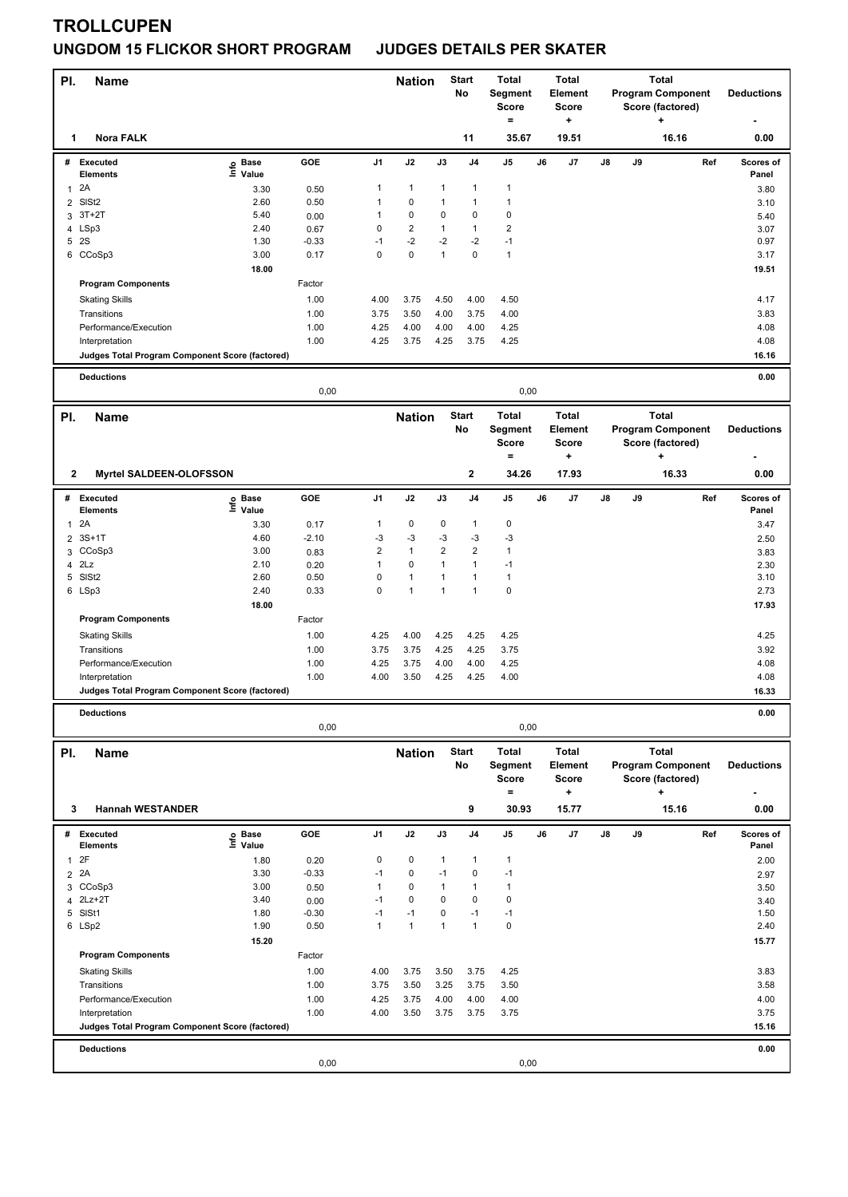# TROLLCUPEN

## UNGDOM 15 FLICKOR SHORT PROGRAM JUDGES DETAILS PER SKATER

| Pl. | Name | Nation | Start No | Total Segment Score = | Total Element Score + | Total Program Component Score (factored) + | Deductions - |
|---|---|---|---|---|---|---|---|
| 1 | Nora FALK | | 11 | 35.67 | 19.51 | 16.16 | 0.00 |

| # | Executed Elements | Info | Base Value | GOE | J1 | J2 | J3 | J4 | J5 | J6 | J7 | J8 | J9 | Ref | Scores of Panel |
|---|---|---|---|---|---|---|---|---|---|---|---|---|---|---|---|
| 1 | 2A | | 3.30 | 0.50 | 1 | 1 | 1 | 1 | 1 | | | | | | 3.80 |
| 2 | SlSt2 | | 2.60 | 0.50 | 1 | 0 | 1 | 1 | 1 | | | | | | 3.10 |
| 3 | 3T+2T | | 5.40 | 0.00 | 1 | 0 | 0 | 0 | 0 | | | | | | 5.40 |
| 4 | LSp3 | | 2.40 | 0.67 | 0 | 2 | 1 | 1 | 2 | | | | | | 3.07 |
| 5 | 2S | | 1.30 | -0.33 | -1 | -2 | -2 | -2 | -1 | | | | | | 0.97 |
| 6 | CCoSp3 | | 3.00 | 0.17 | 0 | 0 | 1 | 0 | 1 | | | | | | 3.17 |
| | | | 18.00 | | | | | | | | | | | | 19.51 |
| | **Program Components** | | | Factor | | | | | | | | | | | |
| | Skating Skills | | | 1.00 | 4.00 | 3.75 | 4.50 | 4.00 | 4.50 | | | | | | 4.17 |
| | Transitions | | | 1.00 | 3.75 | 3.50 | 4.00 | 3.75 | 4.00 | | | | | | 3.83 |
| | Performance/Execution | | | 1.00 | 4.25 | 4.00 | 4.00 | 4.00 | 4.25 | | | | | | 4.08 |
| | Interpretation | | | 1.00 | 4.25 | 3.75 | 4.25 | 3.75 | 4.25 | | | | | | 4.08 |
| | **Judges Total Program Component Score (factored)** | | | | | | | | | | | | | | 16.16 |
| | **Deductions** | | | | | | | | | | | | | | 0.00 |
| | | | | 0,00 | | | | | 0,00 | | | | | | |

| Pl. | Name | Nation | Start No | Total Segment Score = | Total Element Score + | Total Program Component Score (factored) + | Deductions - |
|---|---|---|---|---|---|---|---|
| 2 | Myrtel SALDEEN-OLOFSSON | | 2 | 34.26 | 17.93 | 16.33 | 0.00 |

| # | Executed Elements | Info | Base Value | GOE | J1 | J2 | J3 | J4 | J5 | J6 | J7 | J8 | J9 | Ref | Scores of Panel |
|---|---|---|---|---|---|---|---|---|---|---|---|---|---|---|---|
| 1 | 2A | | 3.30 | 0.17 | 1 | 0 | 0 | 1 | 0 | | | | | | 3.47 |
| 2 | 3S+1T | | 4.60 | -2.10 | -3 | -3 | -3 | -3 | -3 | | | | | | 2.50 |
| 3 | CCoSp3 | | 3.00 | 0.83 | 2 | 1 | 2 | 2 | 1 | | | | | | 3.83 |
| 4 | 2Lz | | 2.10 | 0.20 | 1 | 0 | 1 | 1 | -1 | | | | | | 2.30 |
| 5 | SlSt2 | | 2.60 | 0.50 | 0 | 1 | 1 | 1 | 1 | | | | | | 3.10 |
| 6 | LSp3 | | 2.40 | 0.33 | 0 | 1 | 1 | 1 | 0 | | | | | | 2.73 |
| | | | 18.00 | | | | | | | | | | | | 17.93 |
| | **Program Components** | | | Factor | | | | | | | | | | | |
| | Skating Skills | | | 1.00 | 4.25 | 4.00 | 4.25 | 4.25 | 4.25 | | | | | | 4.25 |
| | Transitions | | | 1.00 | 3.75 | 3.75 | 4.25 | 4.25 | 3.75 | | | | | | 3.92 |
| | Performance/Execution | | | 1.00 | 4.25 | 3.75 | 4.00 | 4.00 | 4.25 | | | | | | 4.08 |
| | Interpretation | | | 1.00 | 4.00 | 3.50 | 4.25 | 4.25 | 4.00 | | | | | | 4.08 |
| | **Judges Total Program Component Score (factored)** | | | | | | | | | | | | | | 16.33 |
| | **Deductions** | | | | | | | | | | | | | | 0.00 |
| | | | | 0,00 | | | | | 0,00 | | | | | | |

| Pl. | Name | Nation | Start No | Total Segment Score = | Total Element Score + | Total Program Component Score (factored) + | Deductions - |
|---|---|---|---|---|---|---|---|
| 3 | Hannah WESTANDER | | 9 | 30.93 | 15.77 | 15.16 | 0.00 |

| # | Executed Elements | Info | Base Value | GOE | J1 | J2 | J3 | J4 | J5 | J6 | J7 | J8 | J9 | Ref | Scores of Panel |
|---|---|---|---|---|---|---|---|---|---|---|---|---|---|---|---|
| 1 | 2F | | 1.80 | 0.20 | 0 | 0 | 1 | 1 | 1 | | | | | | 2.00 |
| 2 | 2A | | 3.30 | -0.33 | -1 | 0 | -1 | 0 | -1 | | | | | | 2.97 |
| 3 | CCoSp3 | | 3.00 | 0.50 | 1 | 0 | 1 | 1 | 1 | | | | | | 3.50 |
| 4 | 2Lz+2T | | 3.40 | 0.00 | -1 | 0 | 0 | 0 | 0 | | | | | | 3.40 |
| 5 | SlSt1 | | 1.80 | -0.30 | -1 | -1 | 0 | -1 | -1 | | | | | | 1.50 |
| 6 | LSp2 | | 1.90 | 0.50 | 1 | 1 | 1 | 1 | 0 | | | | | | 2.40 |
| | | | 15.20 | | | | | | | | | | | | 15.77 |
| | **Program Components** | | | Factor | | | | | | | | | | | |
| | Skating Skills | | | 1.00 | 4.00 | 3.75 | 3.50 | 3.75 | 4.25 | | | | | | 3.83 |
| | Transitions | | | 1.00 | 3.75 | 3.50 | 3.25 | 3.75 | 3.50 | | | | | | 3.58 |
| | Performance/Execution | | | 1.00 | 4.25 | 3.75 | 4.00 | 4.00 | 4.00 | | | | | | 4.00 |
| | Interpretation | | | 1.00 | 4.00 | 3.50 | 3.75 | 3.75 | 3.75 | | | | | | 3.75 |
| | **Judges Total Program Component Score (factored)** | | | | | | | | | | | | | | 15.16 |
| | **Deductions** | | | | | | | | | | | | | | 0.00 |
| | | | | 0,00 | | | | | 0,00 | | | | | | |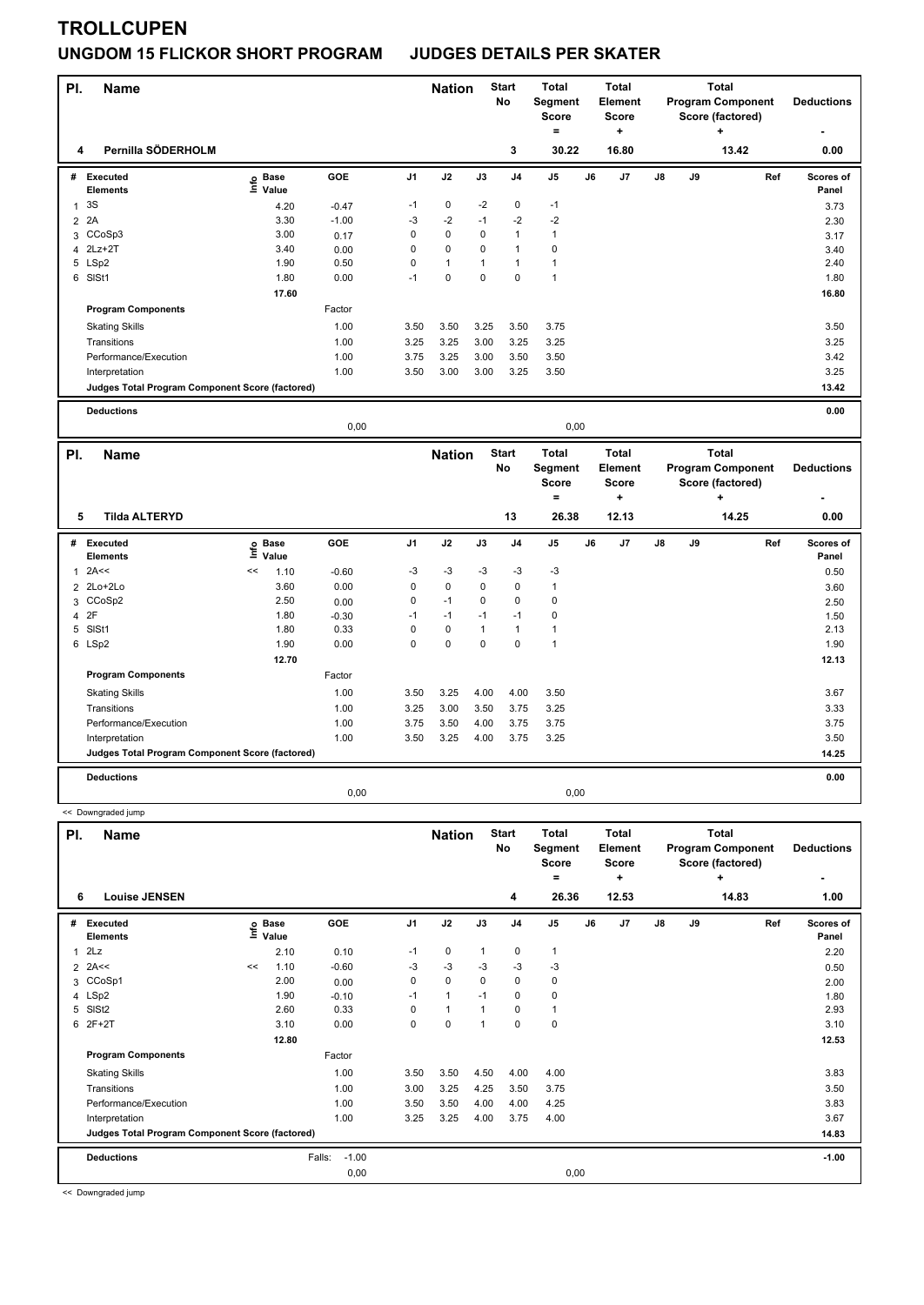# TROLLCUPEN

## UNGDOM 15 FLICKOR SHORT PROGRAM JUDGES DETAILS PER SKATER

| Pl. | Name | Nation | Start No | Total Segment Score = | Total Element Score + | Total Program Component Score (factored) + | Deductions - |
|---|---|---|---|---|---|---|---|
| 4 | Pernilla SÖDERHOLM | | 3 | 30.22 | 16.80 | 13.42 | 0.00 |

| # | Executed Elements | Info | Base Value | GOE | J1 | J2 | J3 | J4 | J5 | J6 | J7 | J8 | J9 | Ref | Scores of Panel |
|---|---|---|---|---|---|---|---|---|---|---|---|---|---|---|---|
| 1 | 3S | | 4.20 | -0.47 | -1 | 0 | -2 | 0 | -1 | | | | | | 3.73 |
| 2 | 2A | | 3.30 | -1.00 | -3 | -2 | -1 | -2 | -2 | | | | | | 2.30 |
| 3 | CCoSp3 | | 3.00 | 0.17 | 0 | 0 | 0 | 1 | 1 | | | | | | 3.17 |
| 4 | 2Lz+2T | | 3.40 | 0.00 | 0 | 0 | 0 | 1 | 0 | | | | | | 3.40 |
| 5 | LSp2 | | 1.90 | 0.50 | 0 | 1 | 1 | 1 | 1 | | | | | | 2.40 |
| 6 | SlSt1 | | 1.80 | 0.00 | -1 | 0 | 0 | 0 | 1 | | | | | | 1.80 |
| | | | 17.60 | | | | | | | | | | | | 16.80 |
| | **Program Components** | | | Factor | | | | | | | | | | | |
| | Skating Skills | | | 1.00 | 3.50 | 3.50 | 3.25 | 3.50 | 3.75 | | | | | | 3.50 |
| | Transitions | | | 1.00 | 3.25 | 3.25 | 3.00 | 3.25 | 3.25 | | | | | | 3.25 |
| | Performance/Execution | | | 1.00 | 3.75 | 3.25 | 3.00 | 3.50 | 3.50 | | | | | | 3.42 |
| | Interpretation | | | 1.00 | 3.50 | 3.00 | 3.00 | 3.25 | 3.50 | | | | | | 3.25 |
| | **Judges Total Program Component Score (factored)** | | | | | | | | | | | | | | 13.42 |
| | **Deductions** | | | | | | | | | | | | | | 0.00 |
| | | | | 0,00 | | | | | 0,00 | | | | | | |

| Pl. | Name | Nation | Start No | Total Segment Score = | Total Element Score + | Total Program Component Score (factored) + | Deductions - |
|---|---|---|---|---|---|---|---|
| 5 | Tilda ALTERYD | | 13 | 26.38 | 12.13 | 14.25 | 0.00 |

| # | Executed Elements | Info | Base Value | GOE | J1 | J2 | J3 | J4 | J5 | J6 | J7 | J8 | J9 | Ref | Scores of Panel |
|---|---|---|---|---|---|---|---|---|---|---|---|---|---|---|---|
| 1 | 2A<< | << | 1.10 | -0.60 | -3 | -3 | -3 | -3 | -3 | | | | | | 0.50 |
| 2 | 2Lo+2Lo | | 3.60 | 0.00 | 0 | 0 | 0 | 0 | 1 | | | | | | 3.60 |
| 3 | CCoSp2 | | 2.50 | 0.00 | 0 | -1 | 0 | 0 | 0 | | | | | | 2.50 |
| 4 | 2F | | 1.80 | -0.30 | -1 | -1 | -1 | -1 | 0 | | | | | | 1.50 |
| 5 | SlSt1 | | 1.80 | 0.33 | 0 | 0 | 1 | 1 | 1 | | | | | | 2.13 |
| 6 | LSp2 | | 1.90 | 0.00 | 0 | 0 | 0 | 0 | 1 | | | | | | 1.90 |
| | | | 12.70 | | | | | | | | | | | | 12.13 |
| | **Program Components** | | | Factor | | | | | | | | | | | |
| | Skating Skills | | | 1.00 | 3.50 | 3.25 | 4.00 | 4.00 | 3.50 | | | | | | 3.67 |
| | Transitions | | | 1.00 | 3.25 | 3.00 | 3.50 | 3.75 | 3.25 | | | | | | 3.33 |
| | Performance/Execution | | | 1.00 | 3.75 | 3.50 | 4.00 | 3.75 | 3.75 | | | | | | 3.75 |
| | Interpretation | | | 1.00 | 3.50 | 3.25 | 4.00 | 3.75 | 3.25 | | | | | | 3.50 |
| | **Judges Total Program Component Score (factored)** | | | | | | | | | | | | | | 14.25 |
| | **Deductions** | | | | | | | | | | | | | | 0.00 |
| | | | | 0,00 | | | | | 0,00 | | | | | | |

<< Downgraded jump

| Pl. | Name | Nation | Start No | Total Segment Score = | Total Element Score + | Total Program Component Score (factored) + | Deductions - |
|---|---|---|---|---|---|---|---|
| 6 | Louise JENSEN | | 4 | 26.36 | 12.53 | 14.83 | 1.00 |

| # | Executed Elements | Info | Base Value | GOE | J1 | J2 | J3 | J4 | J5 | J6 | J7 | J8 | J9 | Ref | Scores of Panel |
|---|---|---|---|---|---|---|---|---|---|---|---|---|---|---|---|
| 1 | 2Lz | | 2.10 | 0.10 | -1 | 0 | 1 | 0 | 1 | | | | | | 2.20 |
| 2 | 2A<< | << | 1.10 | -0.60 | -3 | -3 | -3 | -3 | -3 | | | | | | 0.50 |
| 3 | CCoSp1 | | 2.00 | 0.00 | 0 | 0 | 0 | 0 | 0 | | | | | | 2.00 |
| 4 | LSp2 | | 1.90 | -0.10 | -1 | 1 | -1 | 0 | 0 | | | | | | 1.80 |
| 5 | SlSt2 | | 2.60 | 0.33 | 0 | 1 | 1 | 0 | 1 | | | | | | 2.93 |
| 6 | 2F+2T | | 3.10 | 0.00 | 0 | 0 | 1 | 0 | 0 | | | | | | 3.10 |
| | | | 12.80 | | | | | | | | | | | | 12.53 |
| | **Program Components** | | | Factor | | | | | | | | | | | |
| | Skating Skills | | | 1.00 | 3.50 | 3.50 | 4.50 | 4.00 | 4.00 | | | | | | 3.83 |
| | Transitions | | | 1.00 | 3.00 | 3.25 | 4.25 | 3.50 | 3.75 | | | | | | 3.50 |
| | Performance/Execution | | | 1.00 | 3.50 | 3.50 | 4.00 | 4.00 | 4.25 | | | | | | 3.83 |
| | Interpretation | | | 1.00 | 3.25 | 3.25 | 4.00 | 3.75 | 4.00 | | | | | | 3.67 |
| | **Judges Total Program Component Score (factored)** | | | | | | | | | | | | | | 14.83 |
| | **Deductions** | | | Falls: -1.00 | | | | | | | | | | | -1.00 |
| | | | | 0,00 | | | | | 0,00 | | | | | | |

<< Downgraded jump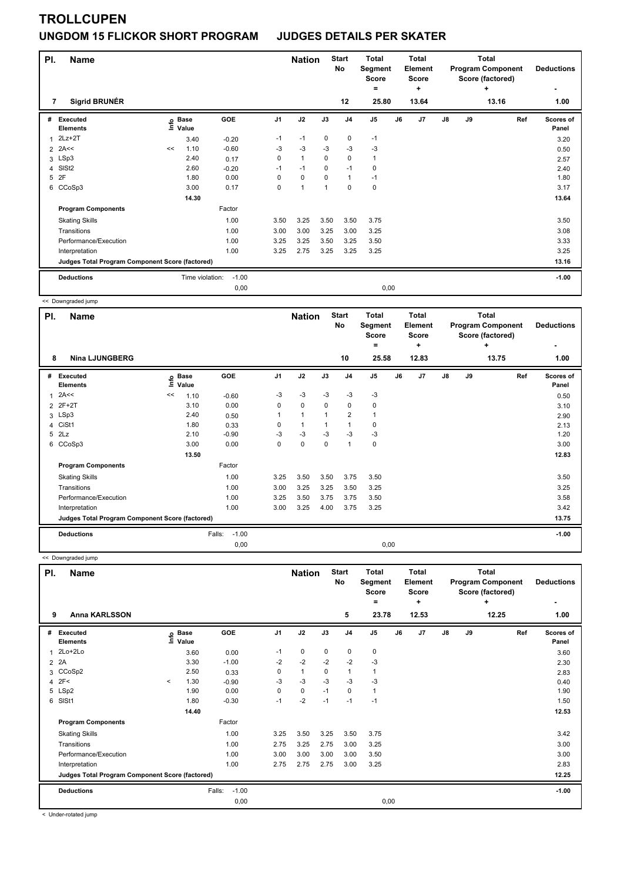# TROLLCUPEN

## UNGDOM 15 FLICKOR SHORT PROGRAM JUDGES DETAILS PER SKATER

| Pl. | Name | Nation | Start No | Total Segment Score = | Total Element Score + | Total Program Component Score (factored) + | Deductions - |
|---|---|---|---|---|---|---|---|
| 7 | Sigrid BRUNÉR | | 12 | 25.80 | 13.64 | 13.16 | 1.00 |

| # | Executed Elements | Info | Base Value | GOE | J1 | J2 | J3 | J4 | J5 | J6 | J7 | J8 | J9 | Ref | Scores of Panel |
|---|---|---|---|---|---|---|---|---|---|---|---|---|---|---|---|
| 1 | 2Lz+2T | | 3.40 | -0.20 | -1 | -1 | 0 | 0 | -1 | | | | | | 3.20 |
| 2 | 2A<< | << | 1.10 | -0.60 | -3 | -3 | -3 | -3 | -3 | | | | | | 0.50 |
| 3 | LSp3 | | 2.40 | 0.17 | 0 | 1 | 0 | 0 | 1 | | | | | | 2.57 |
| 4 | SlSt2 | | 2.60 | -0.20 | -1 | -1 | 0 | -1 | 0 | | | | | | 2.40 |
| 5 | 2F | | 1.80 | 0.00 | 0 | 0 | 0 | 1 | -1 | | | | | | 1.80 |
| 6 | CCoSp3 | | 3.00 | 0.17 | 0 | 1 | 1 | 0 | 0 | | | | | | 3.17 |
| | | | 14.30 | | | | | | | | | | | | 13.64 |
| | **Program Components** | | | Factor | | | | | | | | | | | |
| | Skating Skills | | | 1.00 | 3.50 | 3.25 | 3.50 | 3.50 | 3.75 | | | | | | 3.50 |
| | Transitions | | | 1.00 | 3.00 | 3.00 | 3.25 | 3.00 | 3.25 | | | | | | 3.08 |
| | Performance/Execution | | | 1.00 | 3.25 | 3.25 | 3.50 | 3.25 | 3.50 | | | | | | 3.33 |
| | Interpretation | | | 1.00 | 3.25 | 2.75 | 3.25 | 3.25 | 3.25 | | | | | | 3.25 |
| | **Judges Total Program Component Score (factored)** | | | | | | | | | | | | | | 13.16 |
| | **Deductions** | | Time violation: | -1.00 | | | | | | | | | | | -1.00 |
| | | | | 0,00 | | | | | 0,00 | | | | | | |

<< Downgraded jump

| Pl. | Name | Nation | Start No | Total Segment Score = | Total Element Score + | Total Program Component Score (factored) + | Deductions - |
|---|---|---|---|---|---|---|---|
| 8 | Nina LJUNGBERG | | 10 | 25.58 | 12.83 | 13.75 | 1.00 |

| # | Executed Elements | Info | Base Value | GOE | J1 | J2 | J3 | J4 | J5 | J6 | J7 | J8 | J9 | Ref | Scores of Panel |
|---|---|---|---|---|---|---|---|---|---|---|---|---|---|---|---|
| 1 | 2A<< | << | 1.10 | -0.60 | -3 | -3 | -3 | -3 | -3 | | | | | | 0.50 |
| 2 | 2F+2T | | 3.10 | 0.00 | 0 | 0 | 0 | 0 | 0 | | | | | | 3.10 |
| 3 | LSp3 | | 2.40 | 0.50 | 1 | 1 | 1 | 2 | 1 | | | | | | 2.90 |
| 4 | CiSt1 | | 1.80 | 0.33 | 0 | 1 | 1 | 1 | 0 | | | | | | 2.13 |
| 5 | 2Lz | | 2.10 | -0.90 | -3 | -3 | -3 | -3 | -3 | | | | | | 1.20 |
| 6 | CCoSp3 | | 3.00 | 0.00 | 0 | 0 | 0 | 1 | 0 | | | | | | 3.00 |
| | | | 13.50 | | | | | | | | | | | | 12.83 |
| | **Program Components** | | | Factor | | | | | | | | | | | |
| | Skating Skills | | | 1.00 | 3.25 | 3.50 | 3.50 | 3.75 | 3.50 | | | | | | 3.50 |
| | Transitions | | | 1.00 | 3.00 | 3.25 | 3.25 | 3.50 | 3.25 | | | | | | 3.25 |
| | Performance/Execution | | | 1.00 | 3.25 | 3.50 | 3.75 | 3.75 | 3.50 | | | | | | 3.58 |
| | Interpretation | | | 1.00 | 3.00 | 3.25 | 4.00 | 3.75 | 3.25 | | | | | | 3.42 |
| | **Judges Total Program Component Score (factored)** | | | | | | | | | | | | | | 13.75 |
| | **Deductions** | | Falls: | -1.00 | | | | | | | | | | | -1.00 |
| | | | | 0,00 | | | | | 0,00 | | | | | | |

<< Downgraded jump

| Pl. | Name | Nation | Start No | Total Segment Score = | Total Element Score + | Total Program Component Score (factored) + | Deductions - |
|---|---|---|---|---|---|---|---|
| 9 | Anna KARLSSON | | 5 | 23.78 | 12.53 | 12.25 | 1.00 |

| # | Executed Elements | Info | Base Value | GOE | J1 | J2 | J3 | J4 | J5 | J6 | J7 | J8 | J9 | Ref | Scores of Panel |
|---|---|---|---|---|---|---|---|---|---|---|---|---|---|---|---|
| 1 | 2Lo+2Lo | | 3.60 | 0.00 | -1 | 0 | 0 | 0 | 0 | | | | | | 3.60 |
| 2 | 2A | | 3.30 | -1.00 | -2 | -2 | -2 | -2 | -3 | | | | | | 2.30 |
| 3 | CCoSp2 | | 2.50 | 0.33 | 0 | 1 | 0 | 1 | 1 | | | | | | 2.83 |
| 4 | 2F< | < | 1.30 | -0.90 | -3 | -3 | -3 | -3 | -3 | | | | | | 0.40 |
| 5 | LSp2 | | 1.90 | 0.00 | 0 | 0 | -1 | 0 | 1 | | | | | | 1.90 |
| 6 | SlSt1 | | 1.80 | -0.30 | -1 | -2 | -1 | -1 | -1 | | | | | | 1.50 |
| | | | 14.40 | | | | | | | | | | | | 12.53 |
| | **Program Components** | | | Factor | | | | | | | | | | | |
| | Skating Skills | | | 1.00 | 3.25 | 3.50 | 3.25 | 3.50 | 3.75 | | | | | | 3.42 |
| | Transitions | | | 1.00 | 2.75 | 3.25 | 2.75 | 3.00 | 3.25 | | | | | | 3.00 |
| | Performance/Execution | | | 1.00 | 3.00 | 3.00 | 3.00 | 3.00 | 3.50 | | | | | | 3.00 |
| | Interpretation | | | 1.00 | 2.75 | 2.75 | 2.75 | 3.00 | 3.25 | | | | | | 2.83 |
| | **Judges Total Program Component Score (factored)** | | | | | | | | | | | | | | 12.25 |
| | **Deductions** | | Falls: | -1.00 | | | | | | | | | | | -1.00 |
| | | | | 0,00 | | | | | 0,00 | | | | | | |

< Under-rotated jump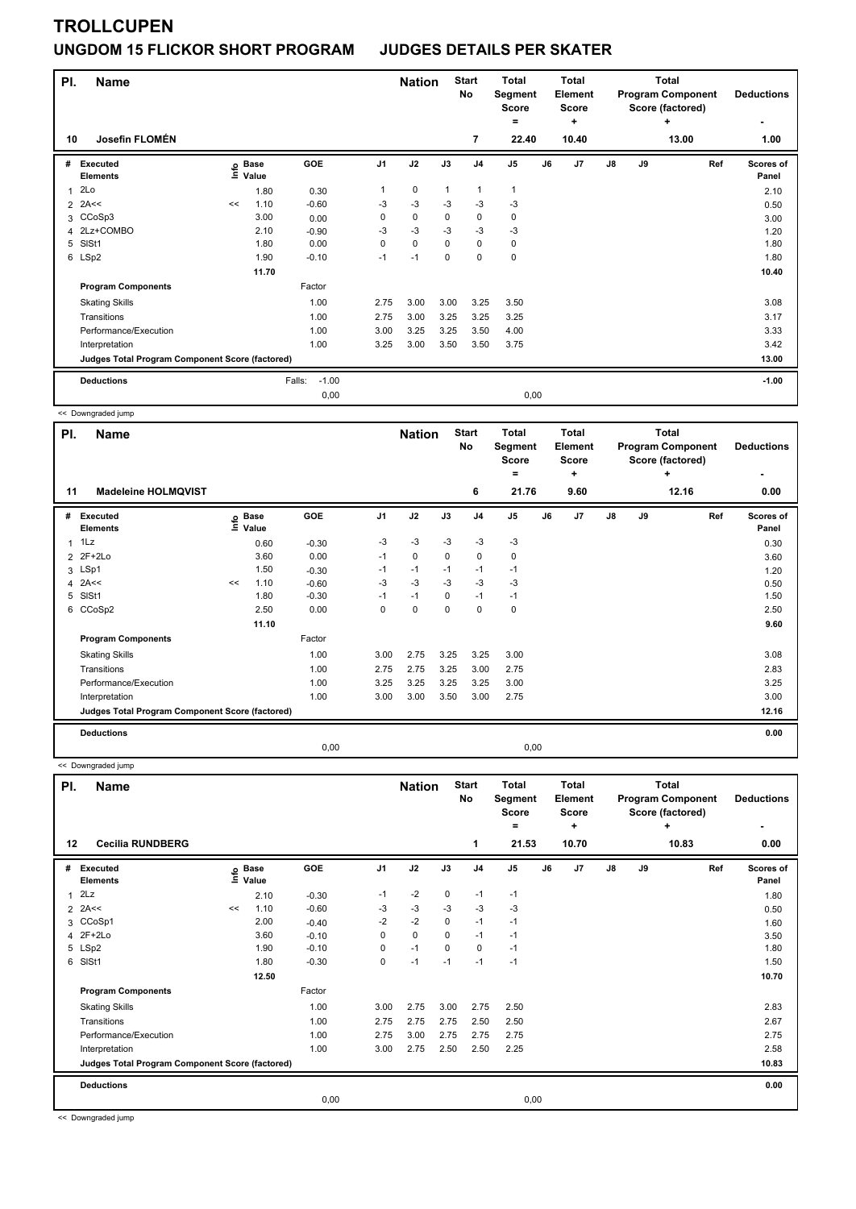# TROLLCUPEN

## UNGDOM 15 FLICKOR SHORT PROGRAM JUDGES DETAILS PER SKATER

| Pl. | Name | Nation | Start No | Total Segment Score = | Total Element Score + | Total Program Component Score (factored) + | Deductions - |
|---|---|---|---|---|---|---|---|
| 10 | Josefin FLOMÉN | | 7 | 22.40 | 10.40 | 13.00 | 1.00 |

| # | Executed Elements | Info | Base Value | GOE | J1 | J2 | J3 | J4 | J5 | J6 | J7 | J8 | J9 | Ref | Scores of Panel |
|---|---|---|---|---|---|---|---|---|---|---|---|---|---|---|---|
| 1 | 2Lo | | 1.80 | 0.30 | 1 | 0 | 1 | 1 | 1 | | | | | | 2.10 |
| 2 | 2A<< | << | 1.10 | -0.60 | -3 | -3 | -3 | -3 | -3 | | | | | | 0.50 |
| 3 | CCoSp3 | | 3.00 | 0.00 | 0 | 0 | 0 | 0 | 0 | | | | | | 3.00 |
| 4 | 2Lz+COMBO | | 2.10 | -0.90 | -3 | -3 | -3 | -3 | -3 | | | | | | 1.20 |
| 5 | SlSt1 | | 1.80 | 0.00 | 0 | 0 | 0 | 0 | 0 | | | | | | 1.80 |
| 6 | LSp2 | | 1.90 | -0.10 | -1 | -1 | 0 | 0 | 0 | | | | | | 1.80 |
| | | | 11.70 | | | | | | | | | | | | 10.40 |
| | **Program Components** | | | Factor | | | | | | | | | | | |
| | Skating Skills | | | 1.00 | 2.75 | 3.00 | 3.00 | 3.25 | 3.50 | | | | | | 3.08 |
| | Transitions | | | 1.00 | 2.75 | 3.00 | 3.25 | 3.25 | 3.25 | | | | | | 3.17 |
| | Performance/Execution | | | 1.00 | 3.00 | 3.25 | 3.25 | 3.50 | 4.00 | | | | | | 3.33 |
| | Interpretation | | | 1.00 | 3.25 | 3.00 | 3.50 | 3.50 | 3.75 | | | | | | 3.42 |
| | **Judges Total Program Component Score (factored)** | | | | | | | | | | | | | | 13.00 |
| | **Deductions** | | | Falls: -1.00 | | | | | | | | | | | -1.00 |
| | | | | 0,00 | | | | | 0,00 | | | | | | |

<< Downgraded jump

| Pl. | Name | Nation | Start No | Total Segment Score = | Total Element Score + | Total Program Component Score (factored) + | Deductions - |
|---|---|---|---|---|---|---|---|
| 11 | Madeleine HOLMQVIST | | 6 | 21.76 | 9.60 | 12.16 | 0.00 |

| # | Executed Elements | Info | Base Value | GOE | J1 | J2 | J3 | J4 | J5 | J6 | J7 | J8 | J9 | Ref | Scores of Panel |
|---|---|---|---|---|---|---|---|---|---|---|---|---|---|---|---|
| 1 | 1Lz | | 0.60 | -0.30 | -3 | -3 | -3 | -3 | -3 | | | | | | 0.30 |
| 2 | 2F+2Lo | | 3.60 | 0.00 | -1 | 0 | 0 | 0 | 0 | | | | | | 3.60 |
| 3 | LSp1 | | 1.50 | -0.30 | -1 | -1 | -1 | -1 | -1 | | | | | | 1.20 |
| 4 | 2A<< | << | 1.10 | -0.60 | -3 | -3 | -3 | -3 | -3 | | | | | | 0.50 |
| 5 | SlSt1 | | 1.80 | -0.30 | -1 | -1 | 0 | -1 | -1 | | | | | | 1.50 |
| 6 | CCoSp2 | | 2.50 | 0.00 | 0 | 0 | 0 | 0 | 0 | | | | | | 2.50 |
| | | | 11.10 | | | | | | | | | | | | 9.60 |
| | **Program Components** | | | Factor | | | | | | | | | | | |
| | Skating Skills | | | 1.00 | 3.00 | 2.75 | 3.25 | 3.25 | 3.00 | | | | | | 3.08 |
| | Transitions | | | 1.00 | 2.75 | 2.75 | 3.25 | 3.00 | 2.75 | | | | | | 2.83 |
| | Performance/Execution | | | 1.00 | 3.25 | 3.25 | 3.25 | 3.25 | 3.00 | | | | | | 3.25 |
| | Interpretation | | | 1.00 | 3.00 | 3.00 | 3.50 | 3.00 | 2.75 | | | | | | 3.00 |
| | **Judges Total Program Component Score (factored)** | | | | | | | | | | | | | | 12.16 |
| | **Deductions** | | | | | | | | | | | | | | 0.00 |
| | | | | 0,00 | | | | | 0,00 | | | | | | |

<< Downgraded jump

| Pl. | Name | Nation | Start No | Total Segment Score = | Total Element Score + | Total Program Component Score (factored) + | Deductions - |
|---|---|---|---|---|---|---|---|
| 12 | Cecilia RUNDBERG | | 1 | 21.53 | 10.70 | 10.83 | 0.00 |

| # | Executed Elements | Info | Base Value | GOE | J1 | J2 | J3 | J4 | J5 | J6 | J7 | J8 | J9 | Ref | Scores of Panel |
|---|---|---|---|---|---|---|---|---|---|---|---|---|---|---|---|
| 1 | 2Lz | | 2.10 | -0.30 | -1 | -2 | 0 | -1 | -1 | | | | | | 1.80 |
| 2 | 2A<< | << | 1.10 | -0.60 | -3 | -3 | -3 | -3 | -3 | | | | | | 0.50 |
| 3 | CCoSp1 | | 2.00 | -0.40 | -2 | -2 | 0 | -1 | -1 | | | | | | 1.60 |
| 4 | 2F+2Lo | | 3.60 | -0.10 | 0 | 0 | 0 | -1 | -1 | | | | | | 3.50 |
| 5 | LSp2 | | 1.90 | -0.10 | 0 | -1 | 0 | 0 | -1 | | | | | | 1.80 |
| 6 | SlSt1 | | 1.80 | -0.30 | 0 | -1 | -1 | -1 | -1 | | | | | | 1.50 |
| | | | 12.50 | | | | | | | | | | | | 10.70 |
| | **Program Components** | | | Factor | | | | | | | | | | | |
| | Skating Skills | | | 1.00 | 3.00 | 2.75 | 3.00 | 2.75 | 2.50 | | | | | | 2.83 |
| | Transitions | | | 1.00 | 2.75 | 2.75 | 2.75 | 2.50 | 2.50 | | | | | | 2.67 |
| | Performance/Execution | | | 1.00 | 2.75 | 3.00 | 2.75 | 2.75 | 2.75 | | | | | | 2.75 |
| | Interpretation | | | 1.00 | 3.00 | 2.75 | 2.50 | 2.50 | 2.25 | | | | | | 2.58 |
| | **Judges Total Program Component Score (factored)** | | | | | | | | | | | | | | 10.83 |
| | **Deductions** | | | | | | | | | | | | | | 0.00 |
| | | | | 0,00 | | | | | 0,00 | | | | | | |

<< Downgraded jump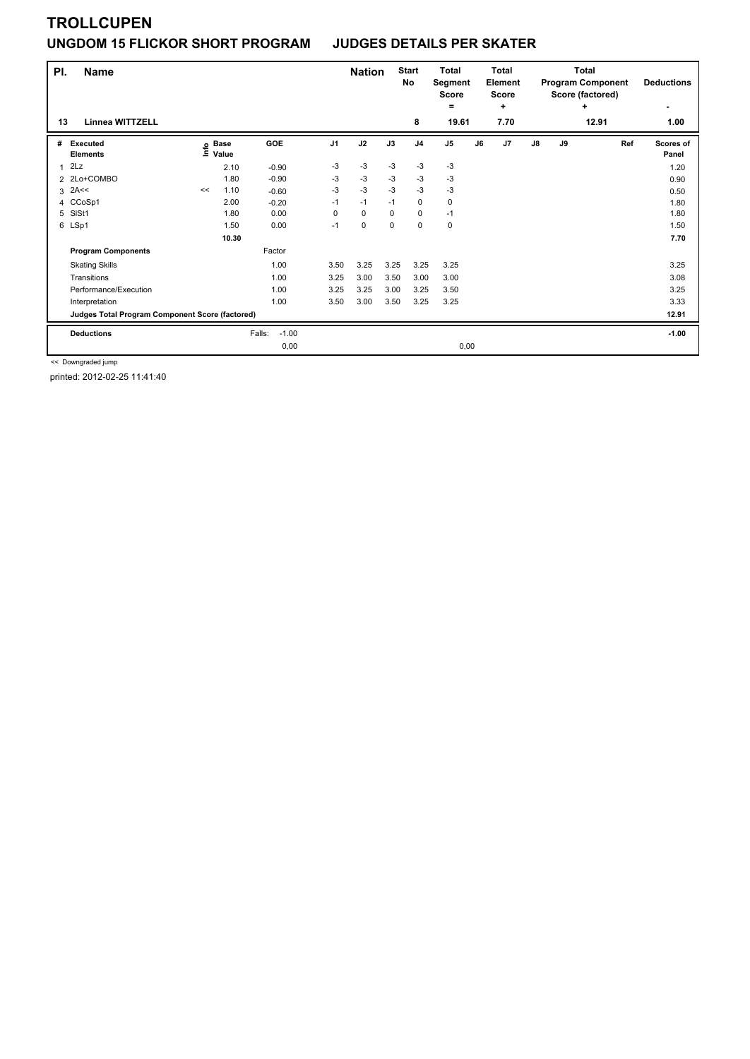# TROLLCUPEN

## UNGDOM 15 FLICKOR SHORT PROGRAM JUDGES DETAILS PER SKATER

| Pl. | Name | Nation | Start No | Total Segment Score = | Total Element Score + | Total Program Component Score (factored) + | Deductions - |
|---|---|---|---|---|---|---|---|
| 13 | Linnea WITTZELL | | 8 | 19.61 | 7.70 | 12.91 | 1.00 |

| # | Executed Elements | Info | Base Value | GOE | J1 | J2 | J3 | J4 | J5 | J6 | J7 | J8 | J9 | Ref | Scores of Panel |
|---|---|---|---|---|---|---|---|---|---|---|---|---|---|---|---|
| 1 | 2Lz | | 2.10 | -0.90 | -3 | -3 | -3 | -3 | -3 | | | | | | 1.20 |
| 2 | 2Lo+COMBO | | 1.80 | -0.90 | -3 | -3 | -3 | -3 | -3 | | | | | | 0.90 |
| 3 | 2A<< | << | 1.10 | -0.60 | -3 | -3 | -3 | -3 | -3 | | | | | | 0.50 |
| 4 | CCoSp1 | | 2.00 | -0.20 | -1 | -1 | -1 | 0 | 0 | | | | | | 1.80 |
| 5 | SlSt1 | | 1.80 | 0.00 | 0 | 0 | 0 | 0 | -1 | | | | | | 1.80 |
| 6 | LSp1 | | 1.50 | 0.00 | -1 | 0 | 0 | 0 | 0 | | | | | | 1.50 |
| | | | 10.30 | | | | | | | | | | | | 7.70 |
| | **Program Components** | | | Factor | | | | | | | | | | | |
| | Skating Skills | | | 1.00 | 3.50 | 3.25 | 3.25 | 3.25 | 3.25 | | | | | | 3.25 |
| | Transitions | | | 1.00 | 3.25 | 3.00 | 3.50 | 3.00 | 3.00 | | | | | | 3.08 |
| | Performance/Execution | | | 1.00 | 3.25 | 3.25 | 3.00 | 3.25 | 3.50 | | | | | | 3.25 |
| | Interpretation | | | 1.00 | 3.50 | 3.00 | 3.50 | 3.25 | 3.25 | | | | | | 3.33 |
| | **Judges Total Program Component Score (factored)** | | | | | | | | | | | | | | 12.91 |
| | **Deductions** | | | Falls: -1.00 | | | | | | | | | | | -1.00 |
| | | | | 0,00 | | | | | | 0,00 | | | | | |

<< Downgraded jump

printed: 2012-02-25 11:41:40